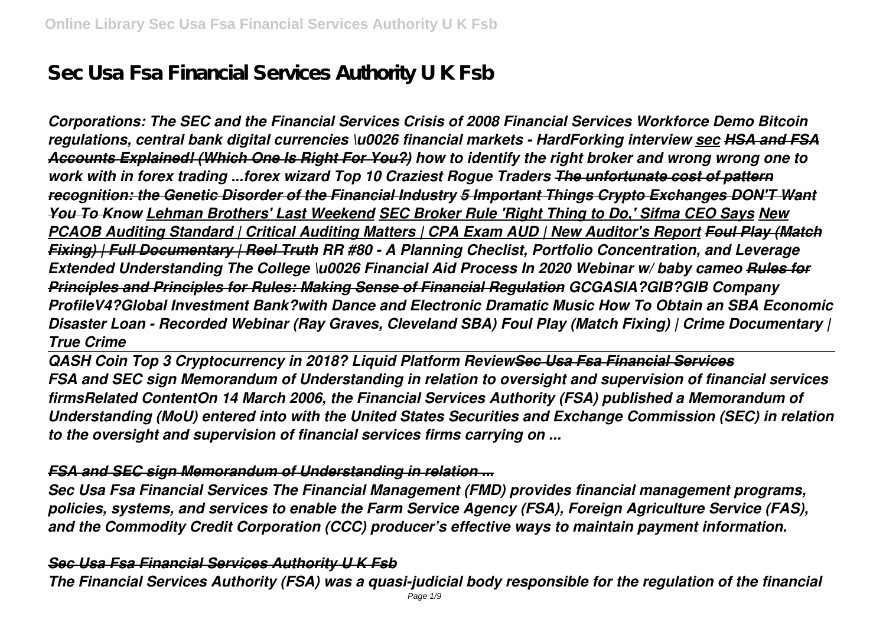# Sec Usa Fsa Financial Services Authority U K Fsb

***Corporations: The SEC and the Financial Services Crisis of 2008 Financial Services Workforce Demo Bitcoin regulations, central bank digital currencies \u0026 financial markets - HardForking interview sec HSA and FSA Accounts Explained! (Which One Is Right For You?) how to identify the right broker and wrong wrong one to work with in forex trading ...forex wizard Top 10 Craziest Rogue Traders The unfortunate cost of pattern recognition: the Genetic Disorder of the Financial Industry 5 Important Things Crypto Exchanges DON'T Want You To Know Lehman Brothers' Last Weekend SEC Broker Rule 'Right Thing to Do,' Sifma CEO Says New PCAOB Auditing Standard | Critical Auditing Matters | CPA Exam AUD | New Auditor's Report Foul Play (Match Fixing) | Full Documentary | Reel Truth RR #80 - A Planning Checlist, Portfolio Concentration, and Leverage Extended Understanding The College \u0026 Financial Aid Process In 2020 Webinar w/ baby cameo Rules for Principles and Principles for Rules: Making Sense of Financial Regulation GCGASIA?GIB?GIB Company ProfileV4?Global Investment Bank?with Dance and Electronic Dramatic Music How To Obtain an SBA Economic Disaster Loan - Recorded Webinar (Ray Graves, Cleveland SBA) Foul Play (Match Fixing) | Crime Documentary | True Crime***

***QASH Coin Top 3 Cryptocurrency in 2018? Liquid Platform ReviewSec Usa Fsa Financial Services***

***FSA and SEC sign Memorandum of Understanding in relation to oversight and supervision of financial services firmsRelated ContentOn 14 March 2006, the Financial Services Authority (FSA) published a Memorandum of Understanding (MoU) entered into with the United States Securities and Exchange Commission (SEC) in relation to the oversight and supervision of financial services firms carrying on ...***

***FSA and SEC sign Memorandum of Understanding in relation ...***

***Sec Usa Fsa Financial Services The Financial Management (FMD) provides financial management programs, policies, systems, and services to enable the Farm Service Agency (FSA), Foreign Agriculture Service (FAS), and the Commodity Credit Corporation (CCC) producer's effective ways to maintain payment information.***

***Sec Usa Fsa Financial Services Authority U K Fsb***

***The Financial Services Authority (FSA) was a quasi-judicial body responsible for the regulation of the financial***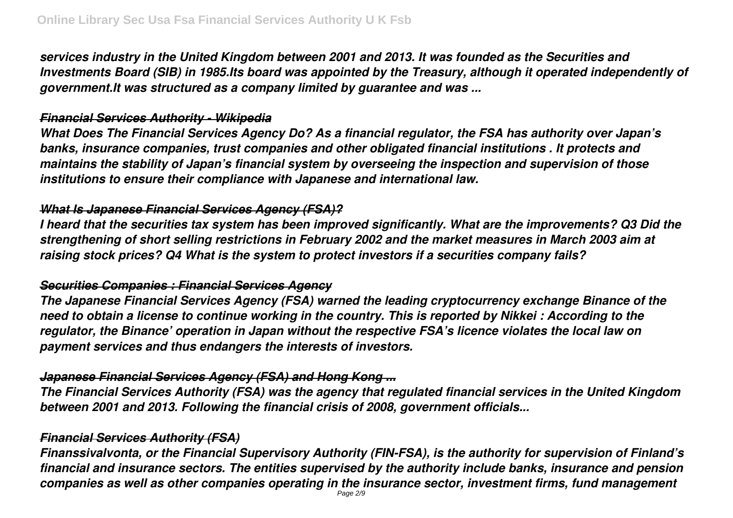*services industry in the United Kingdom between 2001 and 2013. It was founded as the Securities and Investments Board (SIB) in 1985.Its board was appointed by the Treasury, although it operated independently of government.It was structured as a company limited by guarantee and was ...*

## *Financial Services Authority - Wikipedia*

*What Does The Financial Services Agency Do? As a financial regulator, the FSA has authority over Japan's banks, insurance companies, trust companies and other obligated financial institutions . It protects and maintains the stability of Japan's financial system by overseeing the inspection and supervision of those institutions to ensure their compliance with Japanese and international law.*

## *What Is Japanese Financial Services Agency (FSA)?*

*I heard that the securities tax system has been improved significantly. What are the improvements? Q3 Did the strengthening of short selling restrictions in February 2002 and the market measures in March 2003 aim at raising stock prices? Q4 What is the system to protect investors if a securities company fails?*

## *Securities Companies : Financial Services Agency*

*The Japanese Financial Services Agency (FSA) warned the leading cryptocurrency exchange Binance of the need to obtain a license to continue working in the country. This is reported by Nikkei : According to the regulator, the Binance' operation in Japan without the respective FSA's licence violates the local law on payment services and thus endangers the interests of investors.*

## *Japanese Financial Services Agency (FSA) and Hong Kong ...*

*The Financial Services Authority (FSA) was the agency that regulated financial services in the United Kingdom between 2001 and 2013. Following the financial crisis of 2008, government officials...*

## *Financial Services Authority (FSA)*

*Finanssivalvonta, or the Financial Supervisory Authority (FIN-FSA), is the authority for supervision of Finland's financial and insurance sectors. The entities supervised by the authority include banks, insurance and pension companies as well as other companies operating in the insurance sector, investment firms, fund management*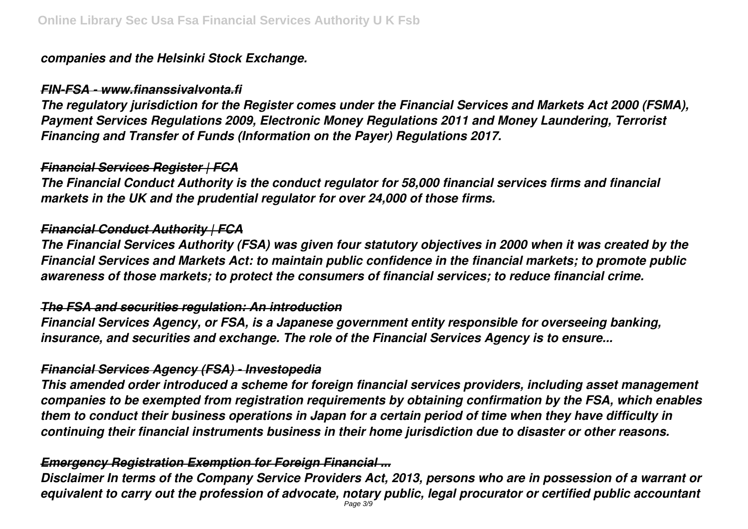*companies and the Helsinki Stock Exchange.*

### *~~FIN-FSA - www.finanssivalvonta.fi~~*

*The regulatory jurisdiction for the Register comes under the Financial Services and Markets Act 2000 (FSMA), Payment Services Regulations 2009, Electronic Money Regulations 2011 and Money Laundering, Terrorist Financing and Transfer of Funds (Information on the Payer) Regulations 2017.*

### *~~Financial Services Register | FCA~~*

*The Financial Conduct Authority is the conduct regulator for 58,000 financial services firms and financial markets in the UK and the prudential regulator for over 24,000 of those firms.*

### *~~Financial Conduct Authority | FCA~~*

*The Financial Services Authority (FSA) was given four statutory objectives in 2000 when it was created by the Financial Services and Markets Act: to maintain public confidence in the financial markets; to promote public awareness of those markets; to protect the consumers of financial services; to reduce financial crime.*

### *~~The FSA and securities regulation: An introduction~~*

*Financial Services Agency, or FSA, is a Japanese government entity responsible for overseeing banking, insurance, and securities and exchange. The role of the Financial Services Agency is to ensure...*

### *~~Financial Services Agency (FSA) - Investopedia~~*

*This amended order introduced a scheme for foreign financial services providers, including asset management companies to be exempted from registration requirements by obtaining confirmation by the FSA, which enables them to conduct their business operations in Japan for a certain period of time when they have difficulty in continuing their financial instruments business in their home jurisdiction due to disaster or other reasons.*

### *~~Emergency Registration Exemption for Foreign Financial ...~~*

*Disclaimer In terms of the Company Service Providers Act, 2013, persons who are in possession of a warrant or equivalent to carry out the profession of advocate, notary public, legal procurator or certified public accountant*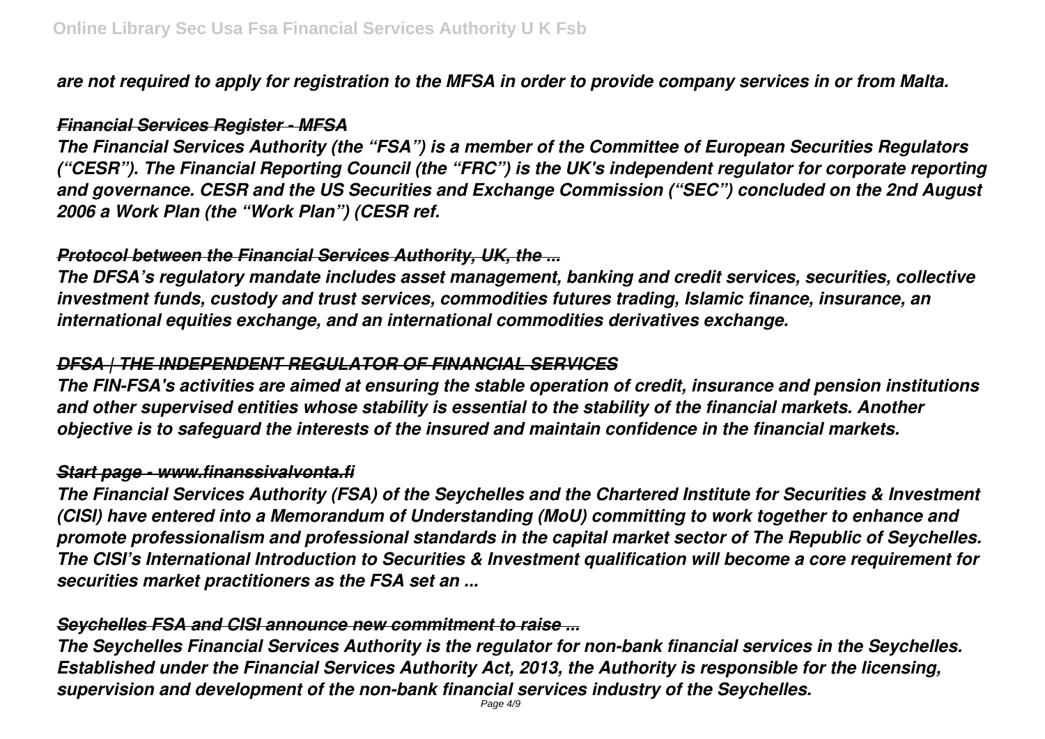*are not required to apply for registration to the MFSA in order to provide company services in or from Malta.*

### *Financial Services Register - MFSA*

*The Financial Services Authority (the "FSA") is a member of the Committee of European Securities Regulators ("CESR"). The Financial Reporting Council (the "FRC") is the UK's independent regulator for corporate reporting and governance. CESR and the US Securities and Exchange Commission ("SEC") concluded on the 2nd August 2006 a Work Plan (the "Work Plan") (CESR ref.*

### *Protocol between the Financial Services Authority, UK, the ...*

*The DFSA's regulatory mandate includes asset management, banking and credit services, securities, collective investment funds, custody and trust services, commodities futures trading, Islamic finance, insurance, an international equities exchange, and an international commodities derivatives exchange.*

### *DFSA | THE INDEPENDENT REGULATOR OF FINANCIAL SERVICES*

*The FIN-FSA's activities are aimed at ensuring the stable operation of credit, insurance and pension institutions and other supervised entities whose stability is essential to the stability of the financial markets. Another objective is to safeguard the interests of the insured and maintain confidence in the financial markets.*

### *Start page - www.finanssivalvonta.fi*

*The Financial Services Authority (FSA) of the Seychelles and the Chartered Institute for Securities & Investment (CISI) have entered into a Memorandum of Understanding (MoU) committing to work together to enhance and promote professionalism and professional standards in the capital market sector of The Republic of Seychelles. The CISI's International Introduction to Securities & Investment qualification will become a core requirement for securities market practitioners as the FSA set an ...*

### *Seychelles FSA and CISI announce new commitment to raise ...*

*The Seychelles Financial Services Authority is the regulator for non-bank financial services in the Seychelles. Established under the Financial Services Authority Act, 2013, the Authority is responsible for the licensing, supervision and development of the non-bank financial services industry of the Seychelles.*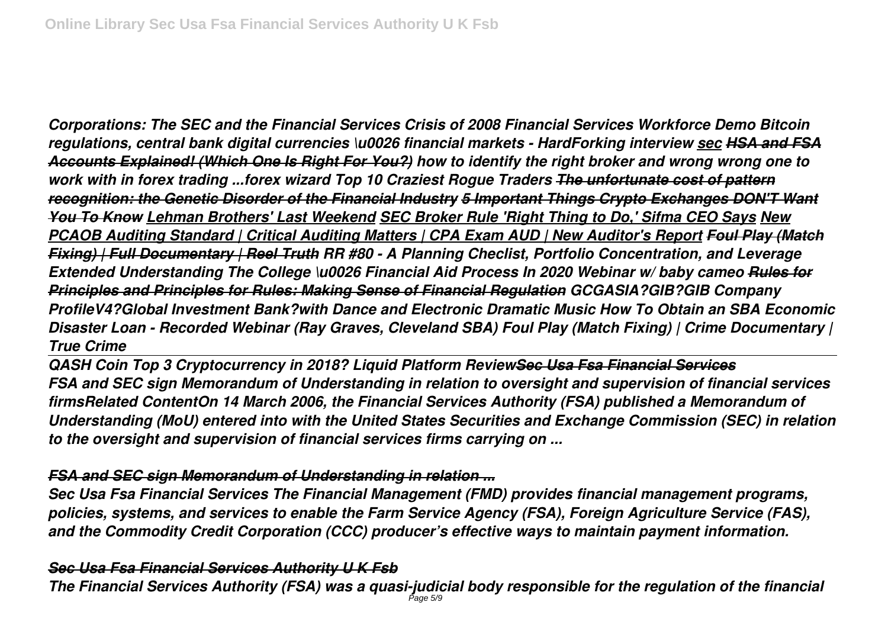***Corporations: The SEC and the Financial Services Crisis of 2008 Financial Services Workforce Demo Bitcoin regulations, central bank digital currencies \u0026 financial markets - HardForking interview sec HSA and FSA Accounts Explained! (Which One Is Right For You?) how to identify the right broker and wrong wrong one to work with in forex trading ...forex wizard Top 10 Craziest Rogue Traders The unfortunate cost of pattern recognition: the Genetic Disorder of the Financial Industry 5 Important Things Crypto Exchanges DON'T Want You To Know Lehman Brothers' Last Weekend SEC Broker Rule 'Right Thing to Do,' Sifma CEO Says New PCAOB Auditing Standard | Critical Auditing Matters | CPA Exam AUD | New Auditor's Report Foul Play (Match Fixing) | Full Documentary | Reel Truth RR #80 - A Planning Checlist, Portfolio Concentration, and Leverage Extended Understanding The College \u0026 Financial Aid Process In 2020 Webinar w/ baby cameo Rules for Principles and Principles for Rules: Making Sense of Financial Regulation GCGASIA?GIB?GIB Company ProfileV4?Global Investment Bank?with Dance and Electronic Dramatic Music How To Obtain an SBA Economic Disaster Loan - Recorded Webinar (Ray Graves, Cleveland SBA) Foul Play (Match Fixing) | Crime Documentary | True Crime***

***QASH Coin Top 3 Cryptocurrency in 2018? Liquid Platform Review Sec Usa Fsa Financial Services***

***FSA and SEC sign Memorandum of Understanding in relation to oversight and supervision of financial services firmsRelated ContentOn 14 March 2006, the Financial Services Authority (FSA) published a Memorandum of Understanding (MoU) entered into with the United States Securities and Exchange Commission (SEC) in relation to the oversight and supervision of financial services firms carrying on ...***

### ***FSA and SEC sign Memorandum of Understanding in relation ...***

***Sec Usa Fsa Financial Services The Financial Management (FMD) provides financial management programs, policies, systems, and services to enable the Farm Service Agency (FSA), Foreign Agriculture Service (FAS), and the Commodity Credit Corporation (CCC) producer's effective ways to maintain payment information.***

### ***Sec Usa Fsa Financial Services Authority U K Fsb***

***The Financial Services Authority (FSA) was a quasi-judicial body responsible for the regulation of the financial***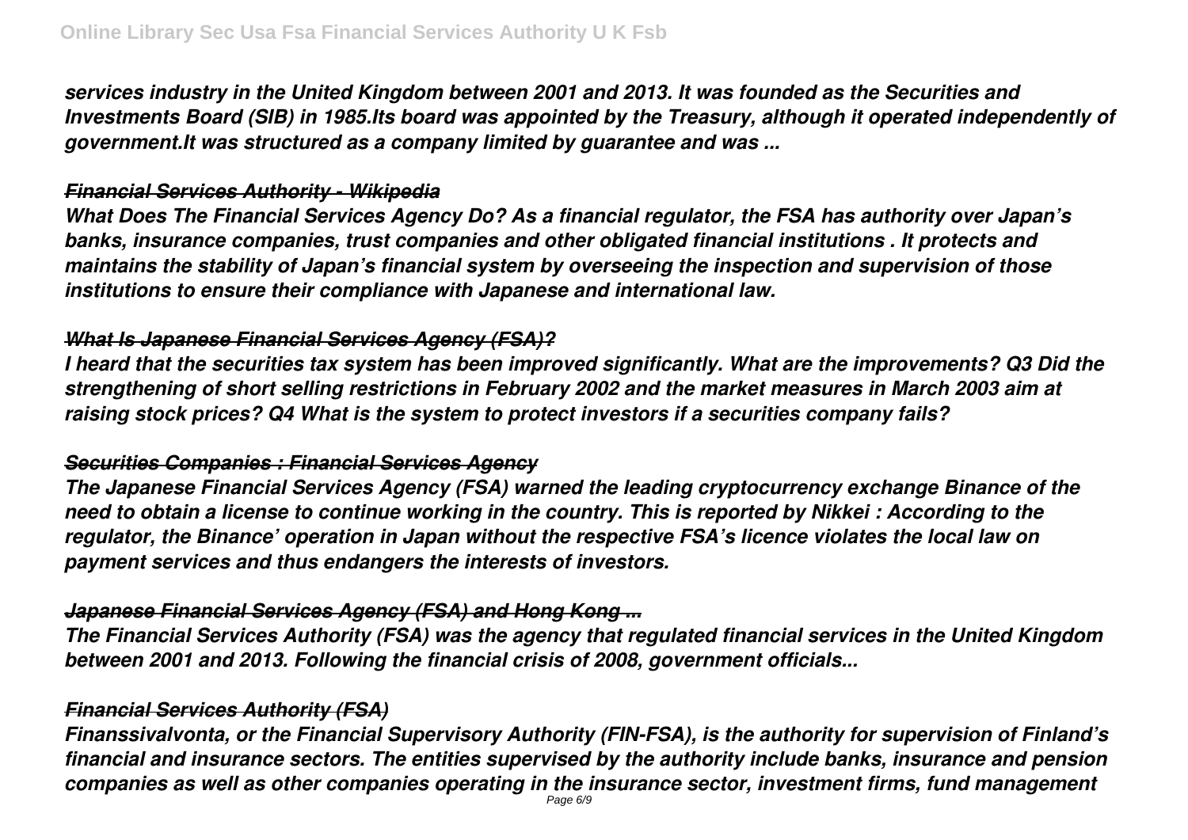*services industry in the United Kingdom between 2001 and 2013. It was founded as the Securities and Investments Board (SIB) in 1985.Its board was appointed by the Treasury, although it operated independently of government.It was structured as a company limited by guarantee and was ...*

### *Financial Services Authority - Wikipedia*

*What Does The Financial Services Agency Do? As a financial regulator, the FSA has authority over Japan's banks, insurance companies, trust companies and other obligated financial institutions . It protects and maintains the stability of Japan's financial system by overseeing the inspection and supervision of those institutions to ensure their compliance with Japanese and international law.*

### *What Is Japanese Financial Services Agency (FSA)?*

*I heard that the securities tax system has been improved significantly. What are the improvements? Q3 Did the strengthening of short selling restrictions in February 2002 and the market measures in March 2003 aim at raising stock prices? Q4 What is the system to protect investors if a securities company fails?*

### *Securities Companies : Financial Services Agency*

*The Japanese Financial Services Agency (FSA) warned the leading cryptocurrency exchange Binance of the need to obtain a license to continue working in the country. This is reported by Nikkei : According to the regulator, the Binance' operation in Japan without the respective FSA's licence violates the local law on payment services and thus endangers the interests of investors.*

### *Japanese Financial Services Agency (FSA) and Hong Kong ...*

*The Financial Services Authority (FSA) was the agency that regulated financial services in the United Kingdom between 2001 and 2013. Following the financial crisis of 2008, government officials...*

### *Financial Services Authority (FSA)*

*Finanssivalvonta, or the Financial Supervisory Authority (FIN-FSA), is the authority for supervision of Finland's financial and insurance sectors. The entities supervised by the authority include banks, insurance and pension companies as well as other companies operating in the insurance sector, investment firms, fund management*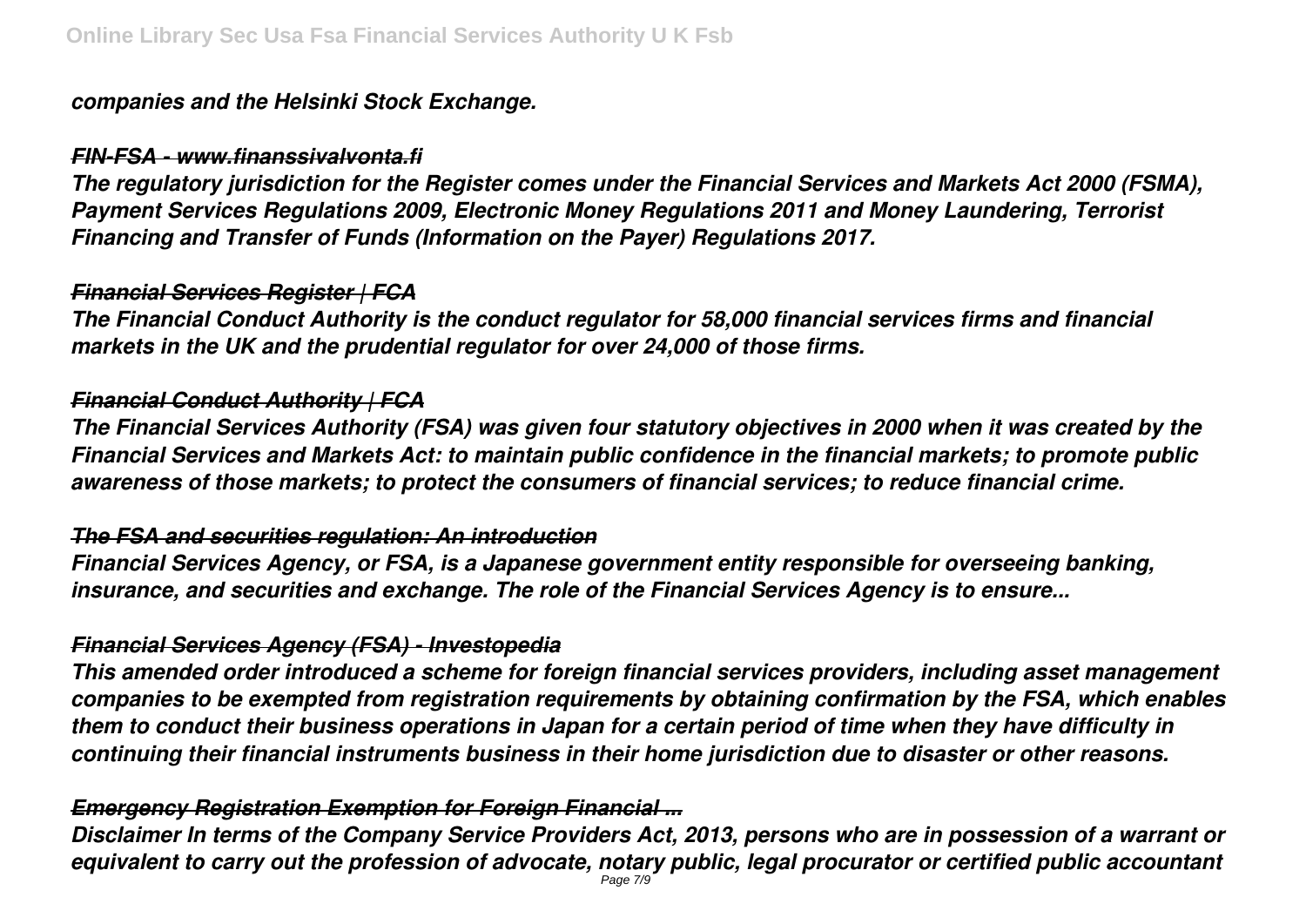*companies and the Helsinki Stock Exchange.*

*~~FIN-FSA - www.finanssivalvonta.fi~~*

*The regulatory jurisdiction for the Register comes under the Financial Services and Markets Act 2000 (FSMA), Payment Services Regulations 2009, Electronic Money Regulations 2011 and Money Laundering, Terrorist Financing and Transfer of Funds (Information on the Payer) Regulations 2017.*

*~~Financial Services Register | FCA~~*

*The Financial Conduct Authority is the conduct regulator for 58,000 financial services firms and financial markets in the UK and the prudential regulator for over 24,000 of those firms.*

*~~Financial Conduct Authority | FCA~~*

*The Financial Services Authority (FSA) was given four statutory objectives in 2000 when it was created by the Financial Services and Markets Act: to maintain public confidence in the financial markets; to promote public awareness of those markets; to protect the consumers of financial services; to reduce financial crime.*

*~~The FSA and securities regulation: An introduction~~*

*Financial Services Agency, or FSA, is a Japanese government entity responsible for overseeing banking, insurance, and securities and exchange. The role of the Financial Services Agency is to ensure...*

*~~Financial Services Agency (FSA) - Investopedia~~*

*This amended order introduced a scheme for foreign financial services providers, including asset management companies to be exempted from registration requirements by obtaining confirmation by the FSA, which enables them to conduct their business operations in Japan for a certain period of time when they have difficulty in continuing their financial instruments business in their home jurisdiction due to disaster or other reasons.*

*~~Emergency Registration Exemption for Foreign Financial ...~~*

*Disclaimer In terms of the Company Service Providers Act, 2013, persons who are in possession of a warrant or equivalent to carry out the profession of advocate, notary public, legal procurator or certified public accountant*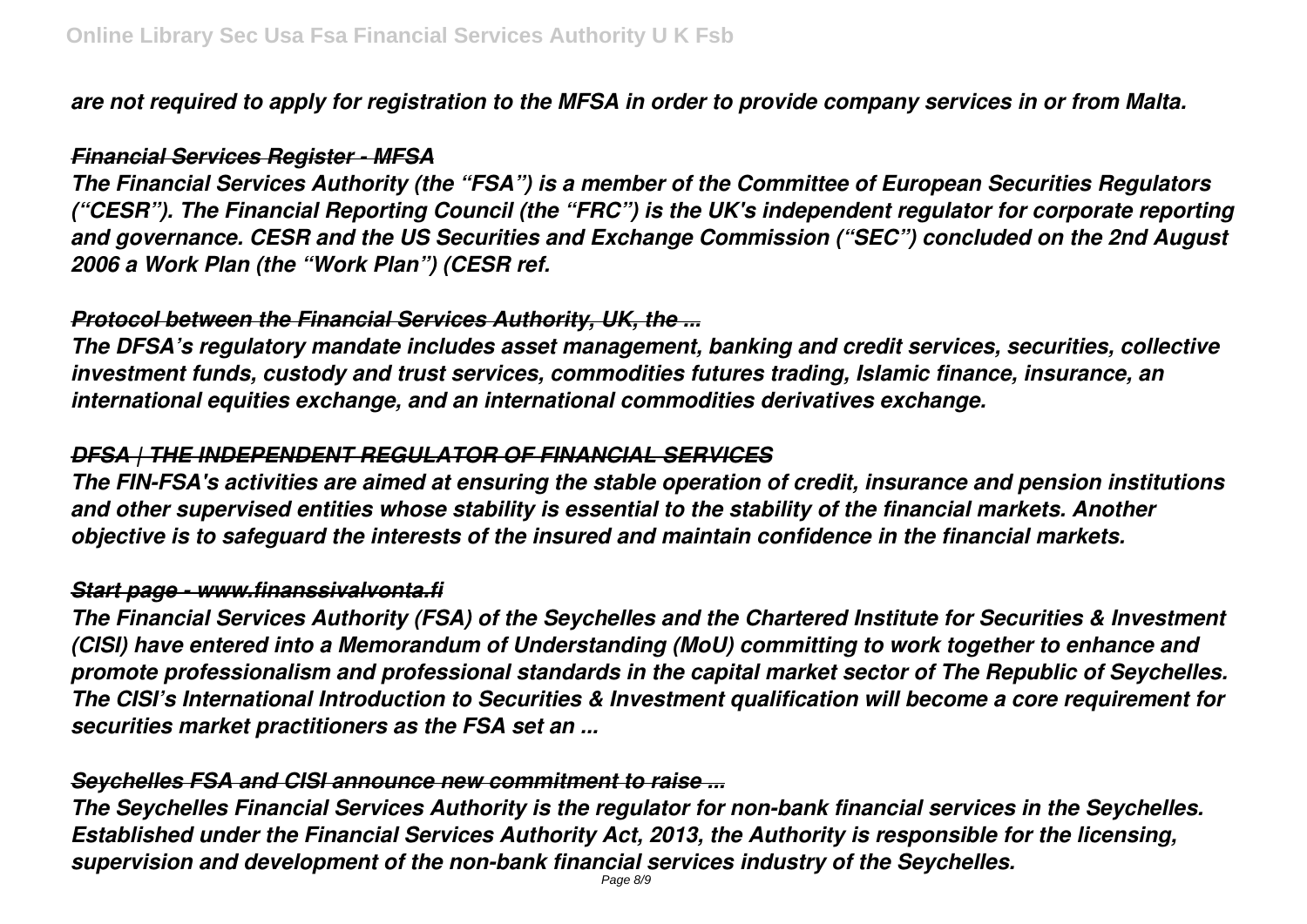*are not required to apply for registration to the MFSA in order to provide company services in or from Malta.*

### *Financial Services Register - MFSA*

*The Financial Services Authority (the "FSA") is a member of the Committee of European Securities Regulators ("CESR"). The Financial Reporting Council (the "FRC") is the UK's independent regulator for corporate reporting and governance. CESR and the US Securities and Exchange Commission ("SEC") concluded on the 2nd August 2006 a Work Plan (the "Work Plan") (CESR ref.*

### *Protocol between the Financial Services Authority, UK, the ...*

*The DFSA's regulatory mandate includes asset management, banking and credit services, securities, collective investment funds, custody and trust services, commodities futures trading, Islamic finance, insurance, an international equities exchange, and an international commodities derivatives exchange.*

### *DFSA | THE INDEPENDENT REGULATOR OF FINANCIAL SERVICES*

*The FIN-FSA's activities are aimed at ensuring the stable operation of credit, insurance and pension institutions and other supervised entities whose stability is essential to the stability of the financial markets. Another objective is to safeguard the interests of the insured and maintain confidence in the financial markets.*

### *Start page - www.finanssivalvonta.fi*

*The Financial Services Authority (FSA) of the Seychelles and the Chartered Institute for Securities & Investment (CISI) have entered into a Memorandum of Understanding (MoU) committing to work together to enhance and promote professionalism and professional standards in the capital market sector of The Republic of Seychelles. The CISI's International Introduction to Securities & Investment qualification will become a core requirement for securities market practitioners as the FSA set an ...*

### *Seychelles FSA and CISI announce new commitment to raise ...*

*The Seychelles Financial Services Authority is the regulator for non-bank financial services in the Seychelles. Established under the Financial Services Authority Act, 2013, the Authority is responsible for the licensing, supervision and development of the non-bank financial services industry of the Seychelles.*